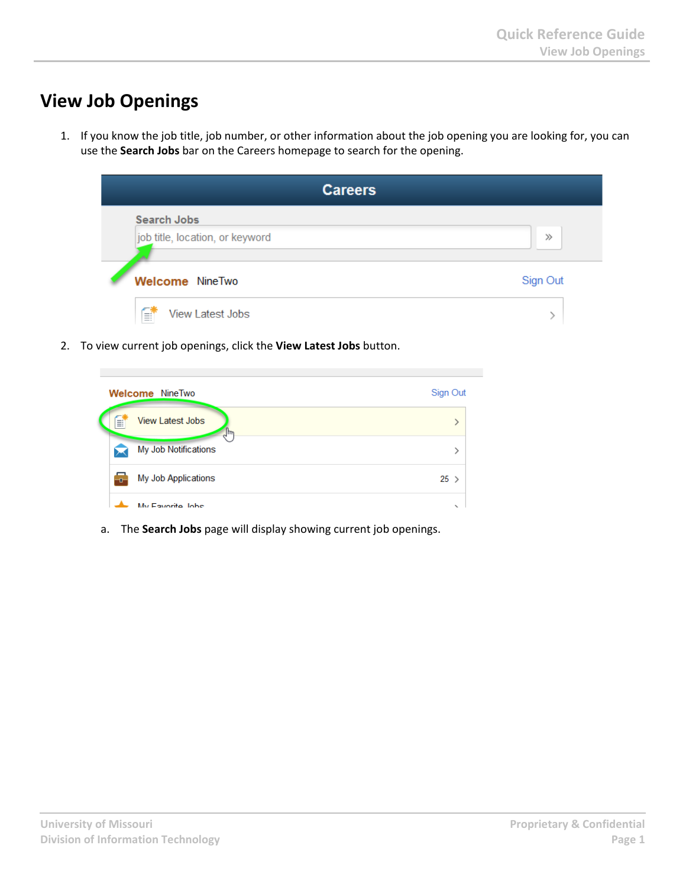# View Job Openings

1. If you know the job title, job number, or other information about the job opening you are looking for, you can use the **Search Jobs** bar on the Careers homepage to search for the opening.

2. To view current job openings, click the **View Latest Jobs** button.

   a. The **Search Jobs** page will display showing current job openings.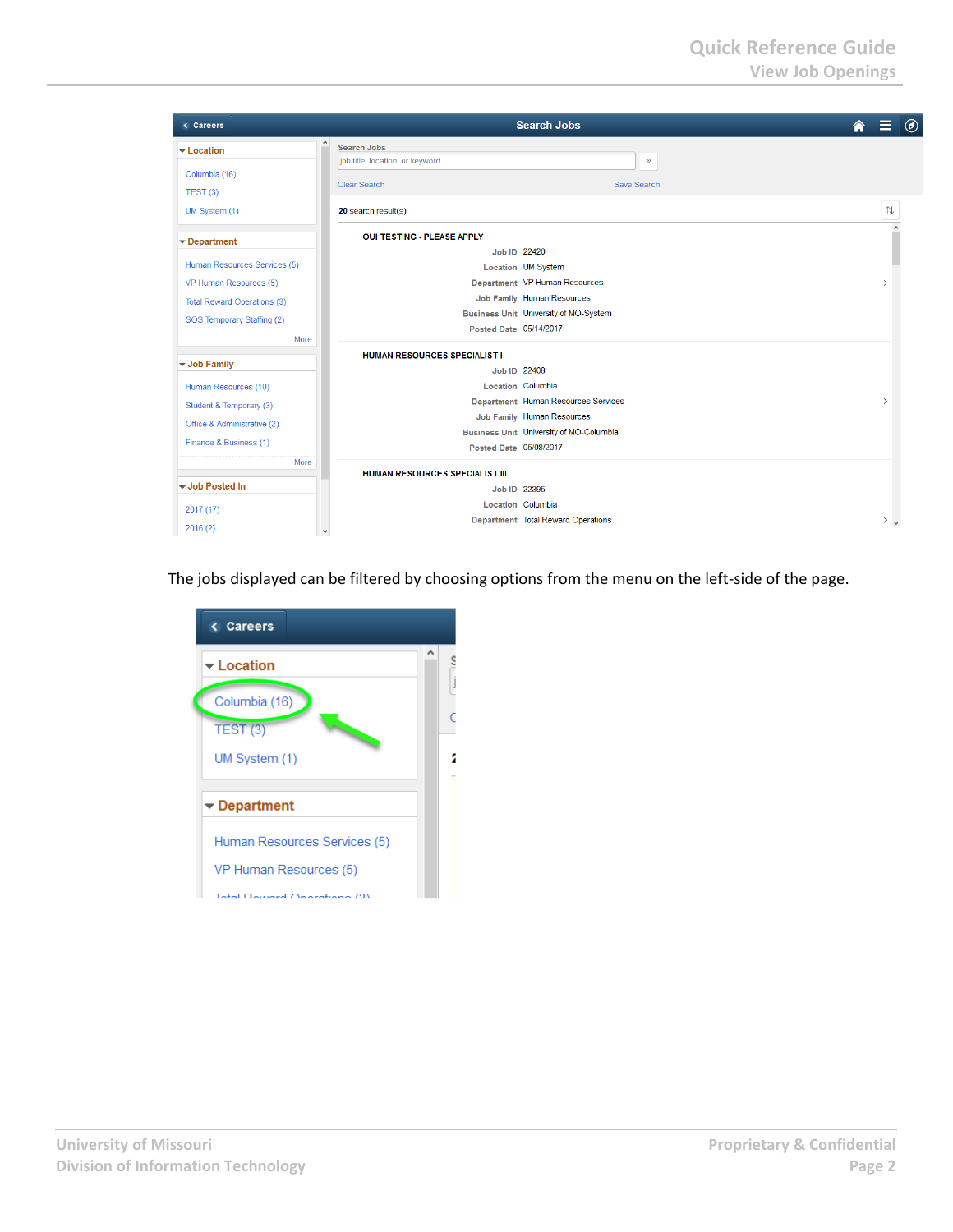The jobs displayed can be filtered by choosing options from the menu on the left-side of the page.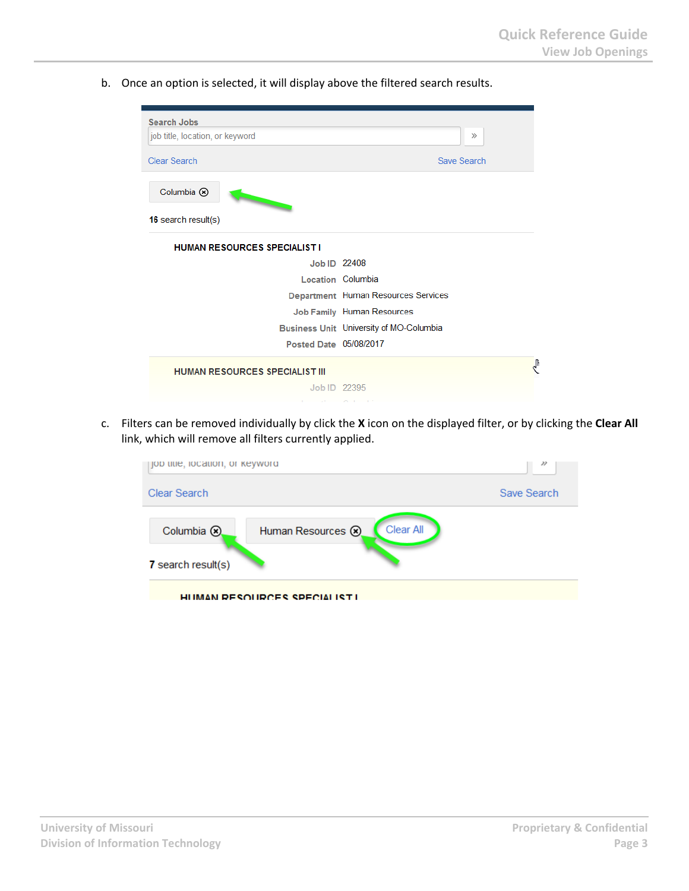b. Once an option is selected, it will display above the filtered search results.

c. Filters can be removed individually by click the **X** icon on the displayed filter, or by clicking the **Clear All** link, which will remove all filters currently applied.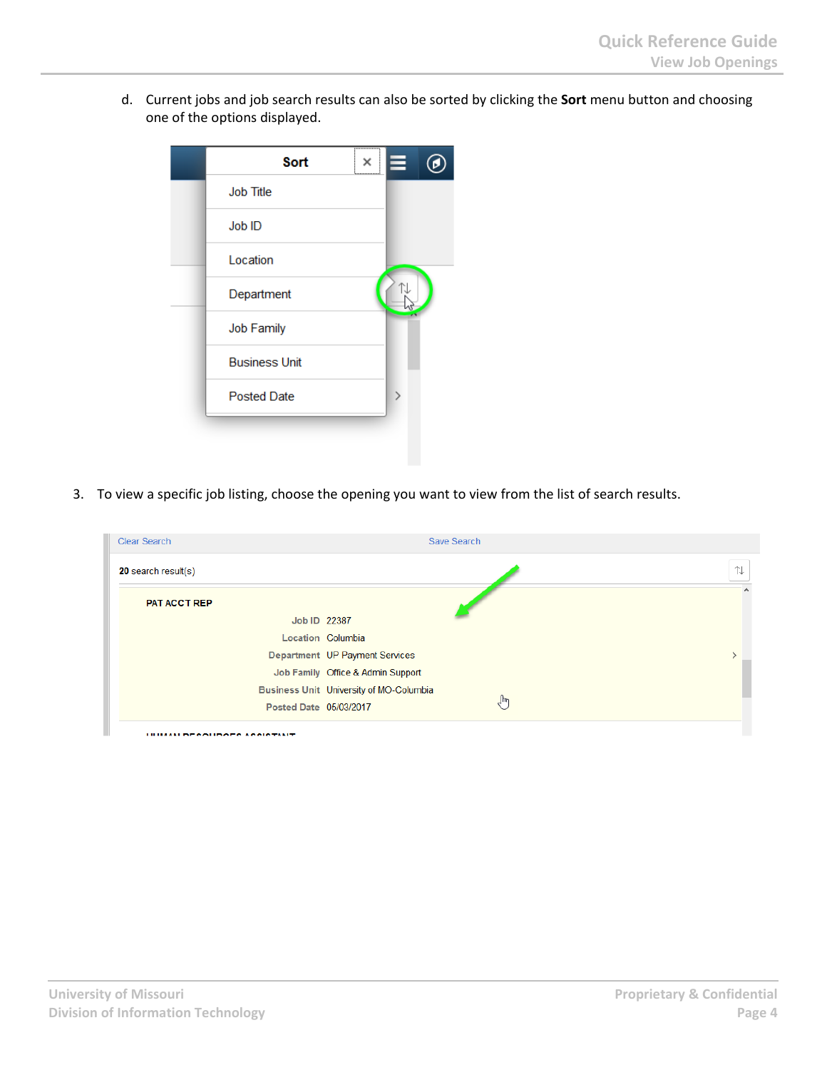d. Current jobs and job search results can also be sorted by clicking the **Sort** menu button and choosing one of the options displayed.

3. To view a specific job listing, choose the opening you want to view from the list of search results.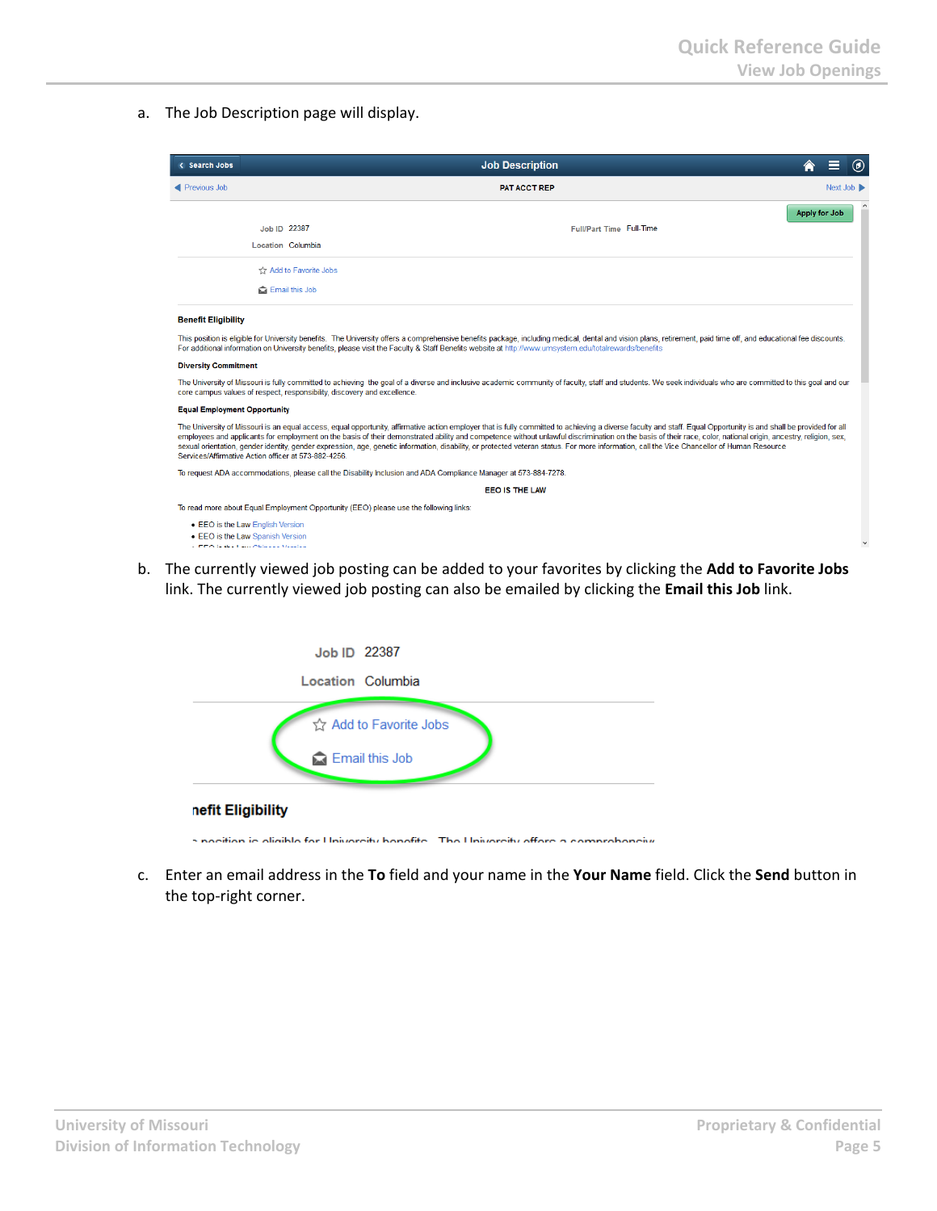a. The Job Description page will display.

b. The currently viewed job posting can be added to your favorites by clicking the **Add to Favorite Jobs** link. The currently viewed job posting can also be emailed by clicking the **Email this Job** link.

c. Enter an email address in the **To** field and your name in the **Your Name** field. Click the **Send** button in the top-right corner.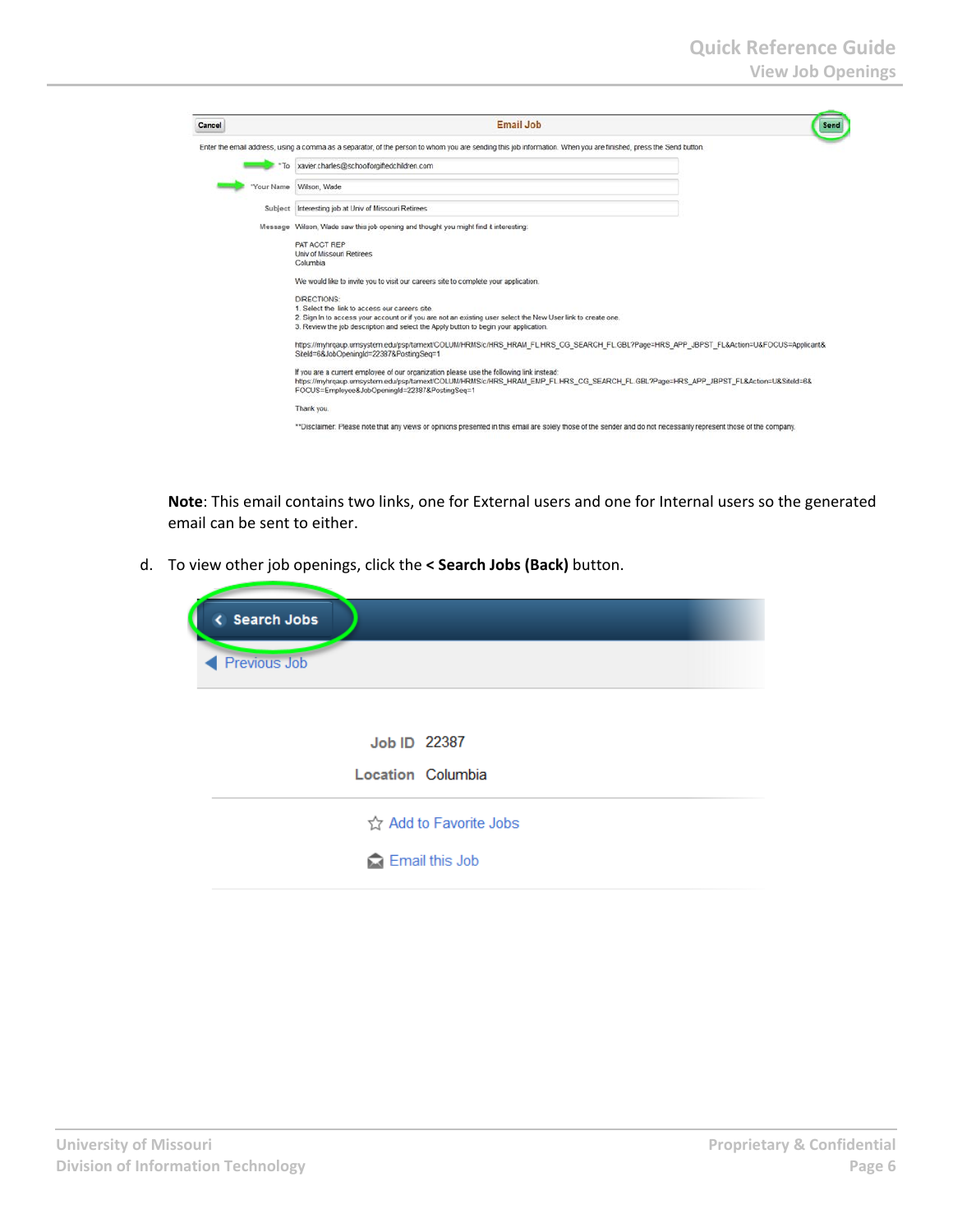**Note**: This email contains two links, one for External users and one for Internal users so the generated email can be sent to either.

d. To view other job openings, click the **< Search Jobs (Back)** button.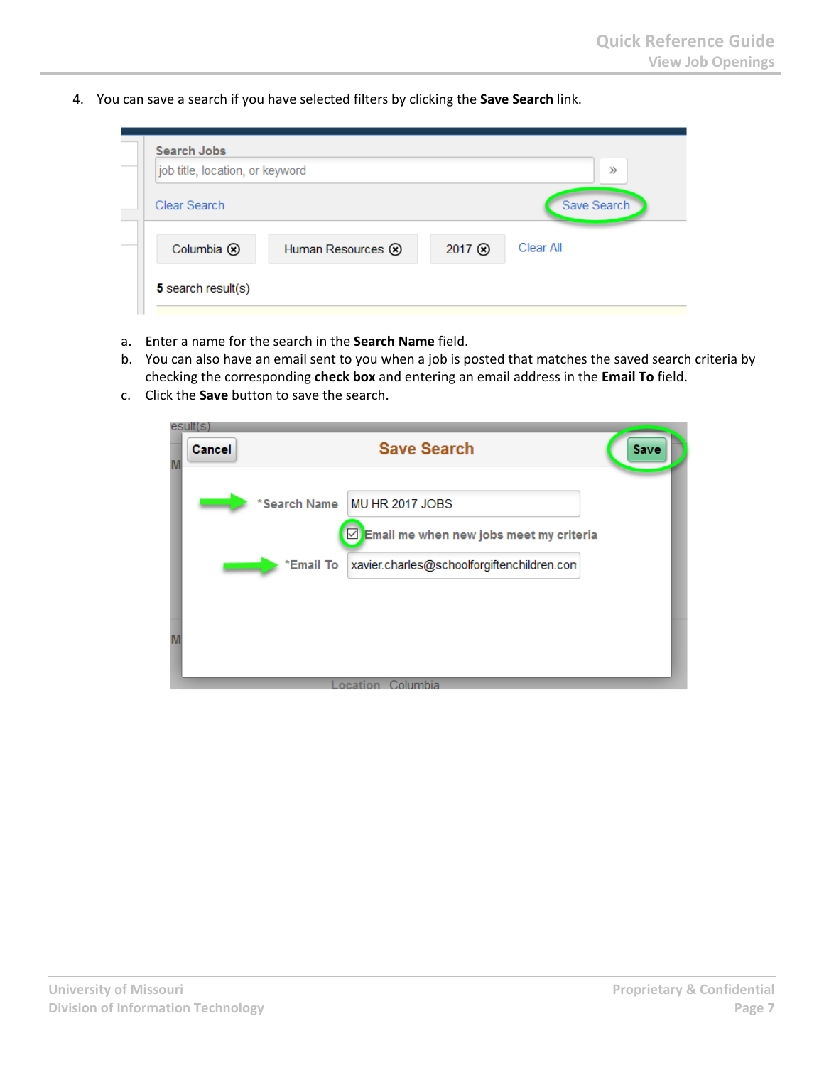4. You can save a search if you have selected filters by clicking the **Save Search** link.

   a. Enter a name for the search in the **Search Name** field.
   b. You can also have an email sent to you when a job is posted that matches the saved search criteria by checking the corresponding **check box** and entering an email address in the **Email To** field.
   c. Click the **Save** button to save the search.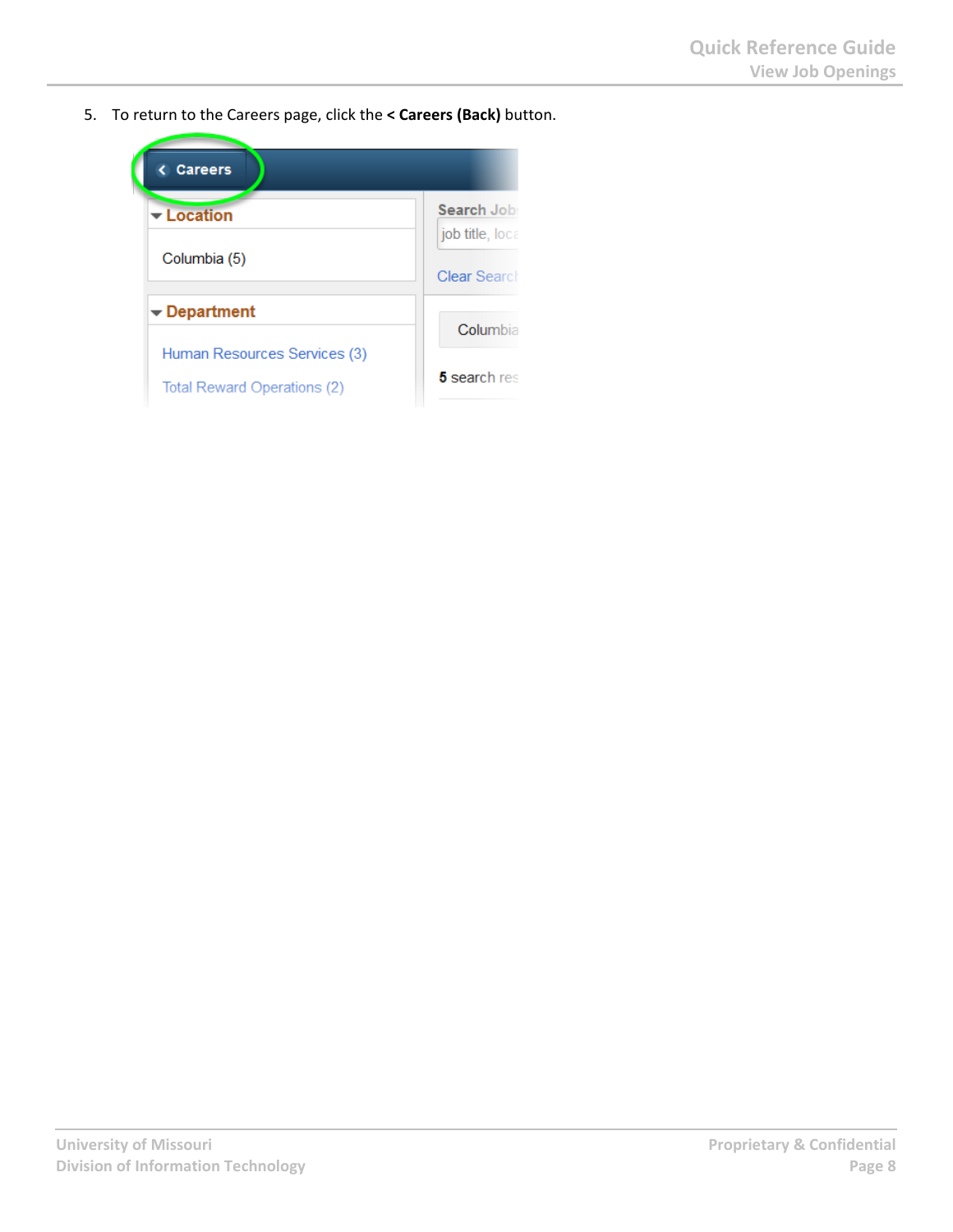5. To return to the Careers page, click the **< Careers (Back)** button.